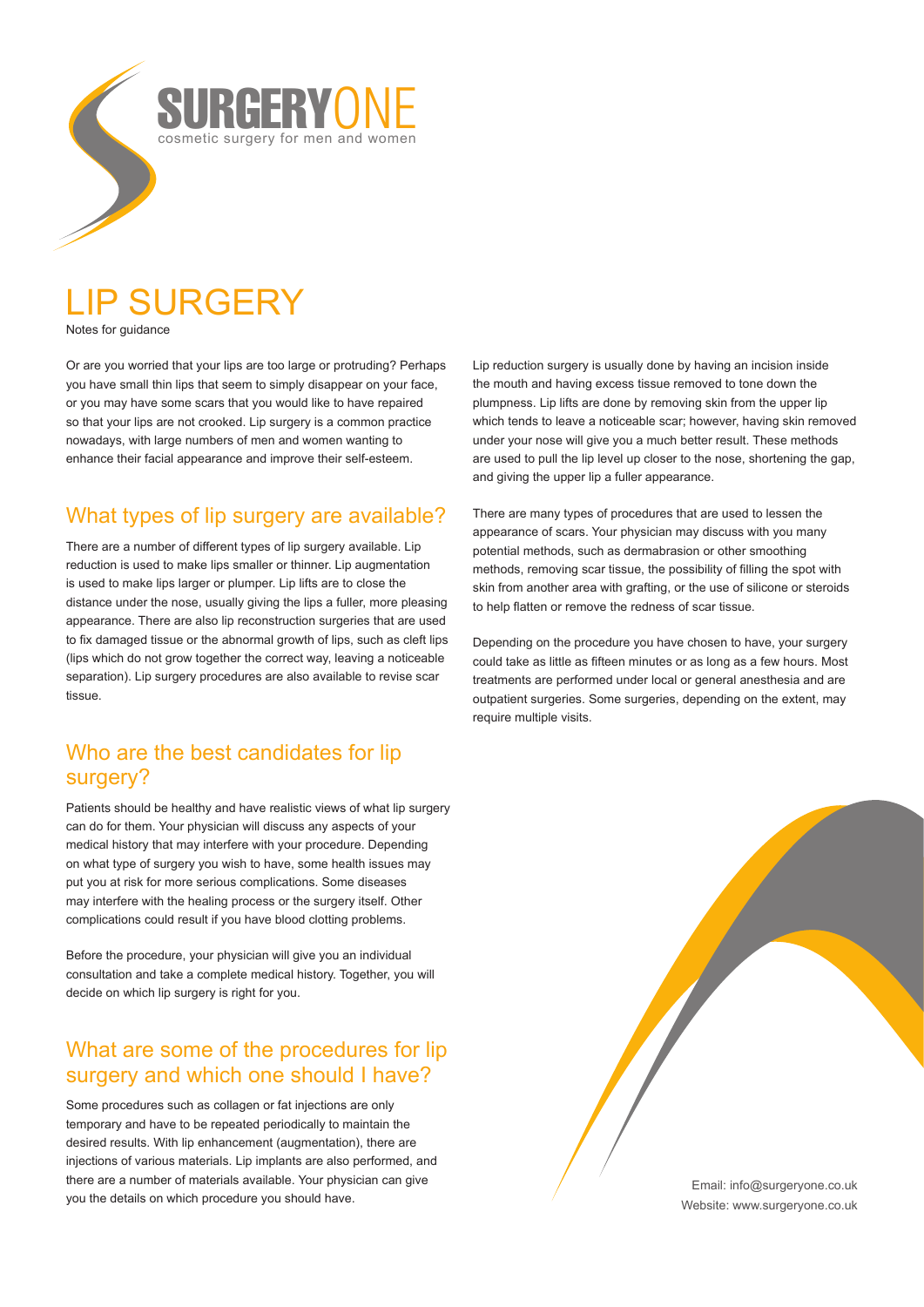SURGERYONE

cosmetic surgery for men and women

# LIP SURGERY

Notes for guidance

Or are you worried that your lips are too large or protruding? Perhaps you have small thin lips that seem to simply disappear on your face, or you may have some scars that you would like to have repaired so that your lips are not crooked. Lip surgery is a common practice nowadays, with large numbers of men and women wanting to enhance their facial appearance and improve their self-esteem.

## What types of lip surgery are available?

There are a number of different types of lip surgery available. Lip reduction is used to make lips smaller or thinner. Lip augmentation is used to make lips larger or plumper. Lip lifts are to close the distance under the nose, usually giving the lips a fuller, more pleasing appearance. There are also lip reconstruction surgeries that are used to fix damaged tissue or the abnormal growth of lips, such as cleft lips (lips which do not grow together the correct way, leaving a noticeable separation). Lip surgery procedures are also available to revise scar tissue.

## Who are the best candidates for lip surgery?

Patients should be healthy and have realistic views of what lip surgery can do for them. Your physician will discuss any aspects of your medical history that may interfere with your procedure. Depending on what type of surgery you wish to have, some health issues may put you at risk for more serious complications. Some diseases may interfere with the healing process or the surgery itself. Other complications could result if you have blood clotting problems.

Before the procedure, your physician will give you an individual consultation and take a complete medical history. Together, you will decide on which lip surgery is right for you.

## What are some of the procedures for lip surgery and which one should I have?

Some procedures such as collagen or fat injections are only temporary and have to be repeated periodically to maintain the desired results. With lip enhancement (augmentation), there are injections of various materials. Lip implants are also performed, and there are a number of materials available. Your physician can give you the details on which procedure you should have.

Lip reduction surgery is usually done by having an incision inside the mouth and having excess tissue removed to tone down the plumpness. Lip lifts are done by removing skin from the upper lip which tends to leave a noticeable scar; however, having skin removed under your nose will give you a much better result. These methods are used to pull the lip level up closer to the nose, shortening the gap, and giving the upper lip a fuller appearance.

There are many types of procedures that are used to lessen the appearance of scars. Your physician may discuss with you many potential methods, such as dermabrasion or other smoothing methods, removing scar tissue, the possibility of filling the spot with skin from another area with grafting, or the use of silicone or steroids to help flatten or remove the redness of scar tissue.

Depending on the procedure you have chosen to have, your surgery could take as little as fifteen minutes or as long as a few hours. Most treatments are performed under local or general anesthesia and are outpatient surgeries. Some surgeries, depending on the extent, may require multiple visits.

Email: info@surgeryone.co.uk
Website: www.surgeryone.co.uk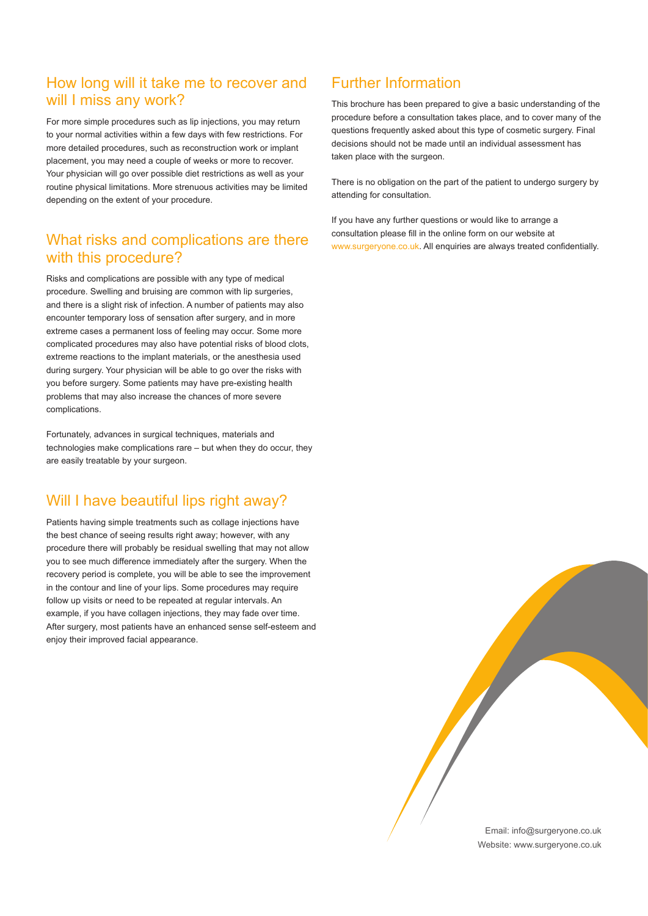## How long will it take me to recover and will I miss any work?

For more simple procedures such as lip injections, you may return to your normal activities within a few days with few restrictions. For more detailed procedures, such as reconstruction work or implant placement, you may need a couple of weeks or more to recover. Your physician will go over possible diet restrictions as well as your routine physical limitations. More strenuous activities may be limited depending on the extent of your procedure.

## What risks and complications are there with this procedure?

Risks and complications are possible with any type of medical procedure. Swelling and bruising are common with lip surgeries, and there is a slight risk of infection. A number of patients may also encounter temporary loss of sensation after surgery, and in more extreme cases a permanent loss of feeling may occur. Some more complicated procedures may also have potential risks of blood clots, extreme reactions to the implant materials, or the anesthesia used during surgery. Your physician will be able to go over the risks with you before surgery. Some patients may have pre-existing health problems that may also increase the chances of more severe complications.

Fortunately, advances in surgical techniques, materials and technologies make complications rare – but when they do occur, they are easily treatable by your surgeon.

## Will I have beautiful lips right away?

Patients having simple treatments such as collage injections have the best chance of seeing results right away; however, with any procedure there will probably be residual swelling that may not allow you to see much difference immediately after the surgery. When the recovery period is complete, you will be able to see the improvement in the contour and line of your lips. Some procedures may require follow up visits or need to be repeated at regular intervals. An example, if you have collagen injections, they may fade over time. After surgery, most patients have an enhanced sense self-esteem and enjoy their improved facial appearance.

## Further Information

This brochure has been prepared to give a basic understanding of the procedure before a consultation takes place, and to cover many of the questions frequently asked about this type of cosmetic surgery. Final decisions should not be made until an individual assessment has taken place with the surgeon.

There is no obligation on the part of the patient to undergo surgery by attending for consultation.

If you have any further questions or would like to arrange a consultation please fill in the online form on our website at www.surgeryone.co.uk. All enquiries are always treated confidentially.

Email: info@surgeryone.co.uk
Website: www.surgeryone.co.uk